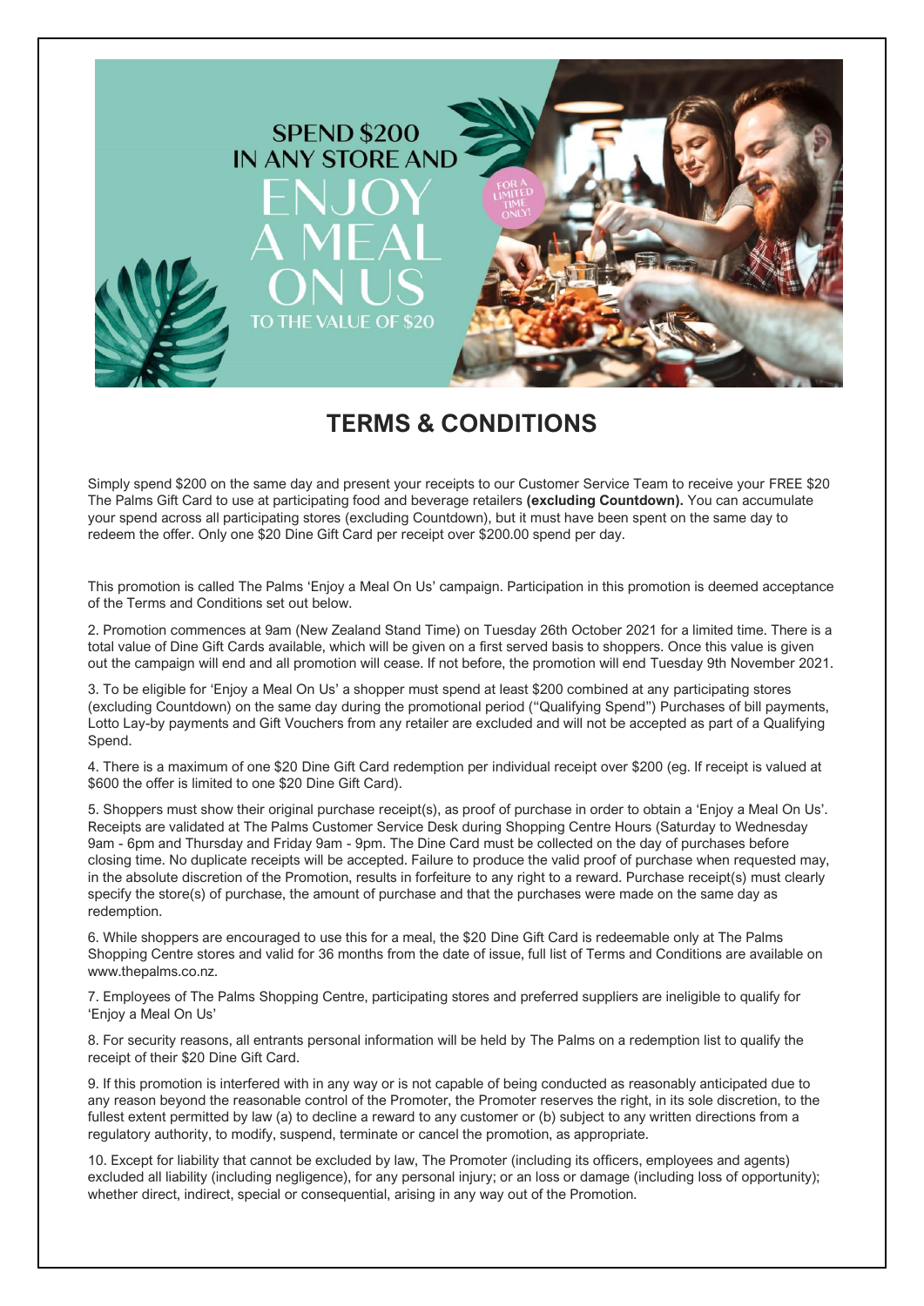SPEND $200 IN ANY STORE AND ENJOY A MEAL ON US TO THE VALUE OF $20

FOR A LIMITED TIME ONLY!

# TERMS & CONDITIONS

Simply spend $200 on the same day and present your receipts to our Customer Service Team to receive your FREE $20 The Palms Gift Card to use at participating food and beverage retailers **(excluding Countdown).** You can accumulate your spend across all participating stores (excluding Countdown), but it must have been spent on the same day to redeem the offer. Only one $20 Dine Gift Card per receipt over $200.00 spend per day.

This promotion is called The Palms 'Enjoy a Meal On Us' campaign. Participation in this promotion is deemed acceptance of the Terms and Conditions set out below.

2. Promotion commences at 9am (New Zealand Stand Time) on Tuesday 26th October 2021 for a limited time. There is a total value of Dine Gift Cards available, which will be given on a first served basis to shoppers. Once this value is given out the campaign will end and all promotion will cease. If not before, the promotion will end Tuesday 9th November 2021.

3. To be eligible for 'Enjoy a Meal On Us' a shopper must spend at least $200 combined at any participating stores (excluding Countdown) on the same day during the promotional period ("Qualifying Spend") Purchases of bill payments, Lotto Lay-by payments and Gift Vouchers from any retailer are excluded and will not be accepted as part of a Qualifying Spend.

4. There is a maximum of one $20 Dine Gift Card redemption per individual receipt over $200 (eg. If receipt is valued at $600 the offer is limited to one $20 Dine Gift Card).

5. Shoppers must show their original purchase receipt(s), as proof of purchase in order to obtain a 'Enjoy a Meal On Us'. Receipts are validated at The Palms Customer Service Desk during Shopping Centre Hours (Saturday to Wednesday 9am - 6pm and Thursday and Friday 9am - 9pm. The Dine Card must be collected on the day of purchases before closing time. No duplicate receipts will be accepted. Failure to produce the valid proof of purchase when requested may, in the absolute discretion of the Promotion, results in forfeiture to any right to a reward. Purchase receipt(s) must clearly specify the store(s) of purchase, the amount of purchase and that the purchases were made on the same day as redemption.

6. While shoppers are encouraged to use this for a meal, the $20 Dine Gift Card is redeemable only at The Palms Shopping Centre stores and valid for 36 months from the date of issue, full list of Terms and Conditions are available on www.thepalms.co.nz.

7. Employees of The Palms Shopping Centre, participating stores and preferred suppliers are ineligible to qualify for 'Enjoy a Meal On Us'

8. For security reasons, all entrants personal information will be held by The Palms on a redemption list to qualify the receipt of their $20 Dine Gift Card.

9. If this promotion is interfered with in any way or is not capable of being conducted as reasonably anticipated due to any reason beyond the reasonable control of the Promoter, the Promoter reserves the right, in its sole discretion, to the fullest extent permitted by law (a) to decline a reward to any customer or (b) subject to any written directions from a regulatory authority, to modify, suspend, terminate or cancel the promotion, as appropriate.

10. Except for liability that cannot be excluded by law, The Promoter (including its officers, employees and agents) excluded all liability (including negligence), for any personal injury; or an loss or damage (including loss of opportunity); whether direct, indirect, special or consequential, arising in any way out of the Promotion.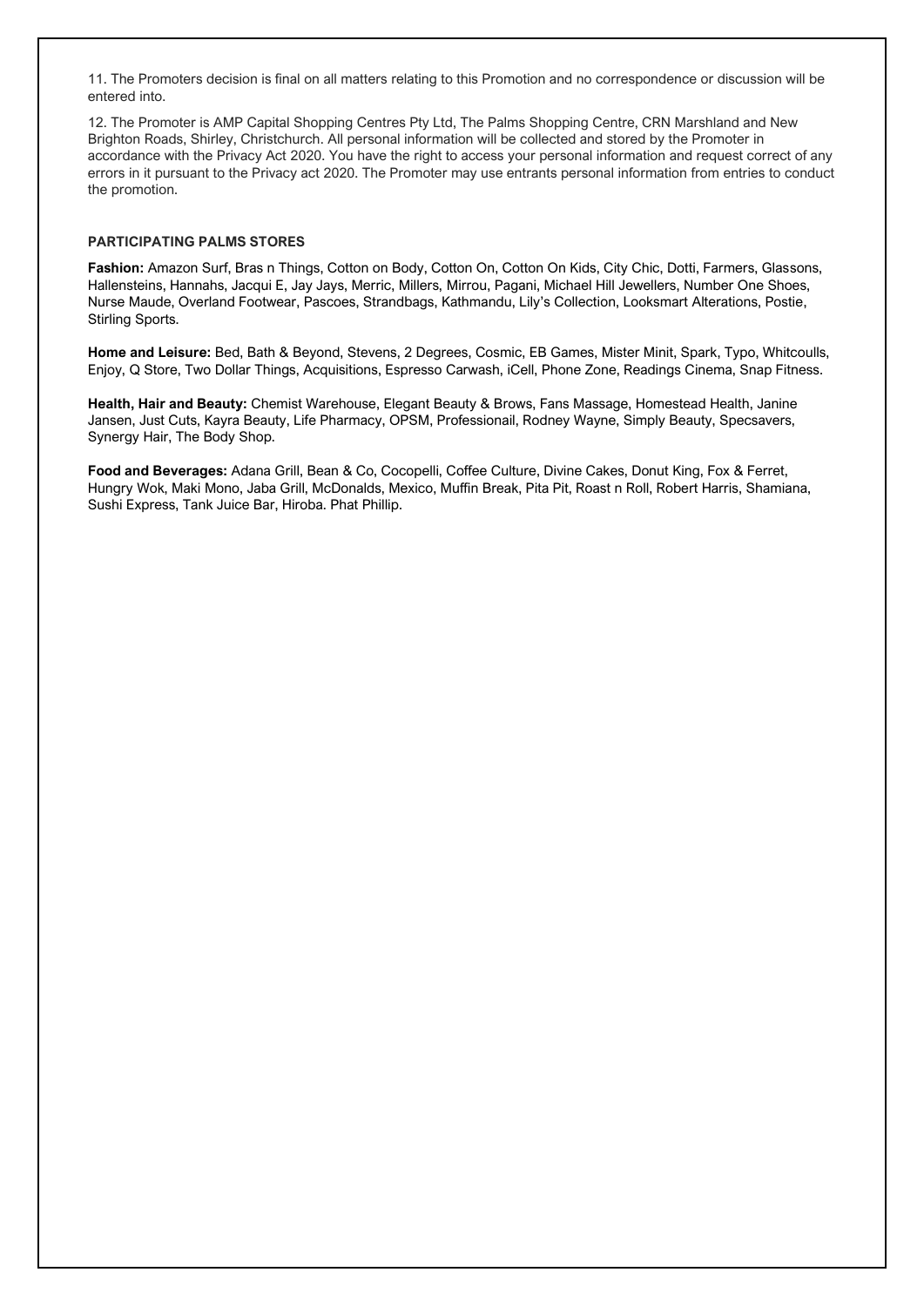11. The Promoters decision is final on all matters relating to this Promotion and no correspondence or discussion will be entered into.

12. The Promoter is AMP Capital Shopping Centres Pty Ltd, The Palms Shopping Centre, CRN Marshland and New Brighton Roads, Shirley, Christchurch. All personal information will be collected and stored by the Promoter in accordance with the Privacy Act 2020. You have the right to access your personal information and request correct of any errors in it pursuant to the Privacy act 2020. The Promoter may use entrants personal information from entries to conduct the promotion.

**PARTICIPATING PALMS STORES**

**Fashion:** Amazon Surf, Bras n Things, Cotton on Body, Cotton On, Cotton On Kids, City Chic, Dotti, Farmers, Glassons, Hallensteins, Hannahs, Jacqui E, Jay Jays, Merric, Millers, Mirrou, Pagani, Michael Hill Jewellers, Number One Shoes, Nurse Maude, Overland Footwear, Pascoes, Strandbags, Kathmandu, Lily's Collection, Looksmart Alterations, Postie, Stirling Sports.

**Home and Leisure:** Bed, Bath & Beyond, Stevens, 2 Degrees, Cosmic, EB Games, Mister Minit, Spark, Typo, Whitcoulls, Enjoy, Q Store, Two Dollar Things, Acquisitions, Espresso Carwash, iCell, Phone Zone, Readings Cinema, Snap Fitness.

**Health, Hair and Beauty:** Chemist Warehouse, Elegant Beauty & Brows, Fans Massage, Homestead Health, Janine Jansen, Just Cuts, Kayra Beauty, Life Pharmacy, OPSM, Professionail, Rodney Wayne, Simply Beauty, Specsavers, Synergy Hair, The Body Shop.

**Food and Beverages:** Adana Grill, Bean & Co, Cocopelli, Coffee Culture, Divine Cakes, Donut King, Fox & Ferret, Hungry Wok, Maki Mono, Jaba Grill, McDonalds, Mexico, Muffin Break, Pita Pit, Roast n Roll, Robert Harris, Shamiana, Sushi Express, Tank Juice Bar, Hiroba. Phat Phillip.